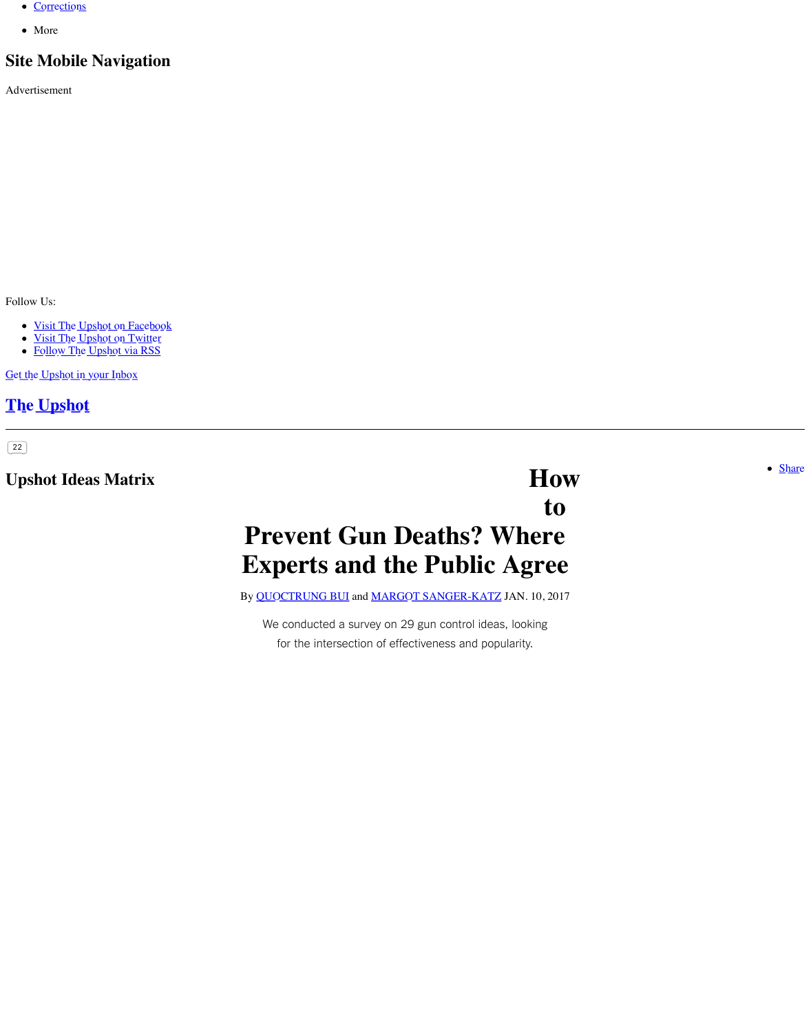- Corrections
- More

## Site Mobile Navigation

Advertisement

Follow Us:

- Visit The Upshot on Facebook
- Visit The Upshot on Twitter
- Follow The Upshot via RSS

Get the Upshot in your Inbox

## The Upshot

22

- Share

## Upshot Ideas Matrix

# How to Prevent Gun Deaths? Where Experts and the Public Agree

By QUOCTRUNG BUI and MARGOT SANGER-KATZ JAN. 10, 2017

We conducted a survey on 29 gun control ideas, looking for the intersection of effectiveness and popularity.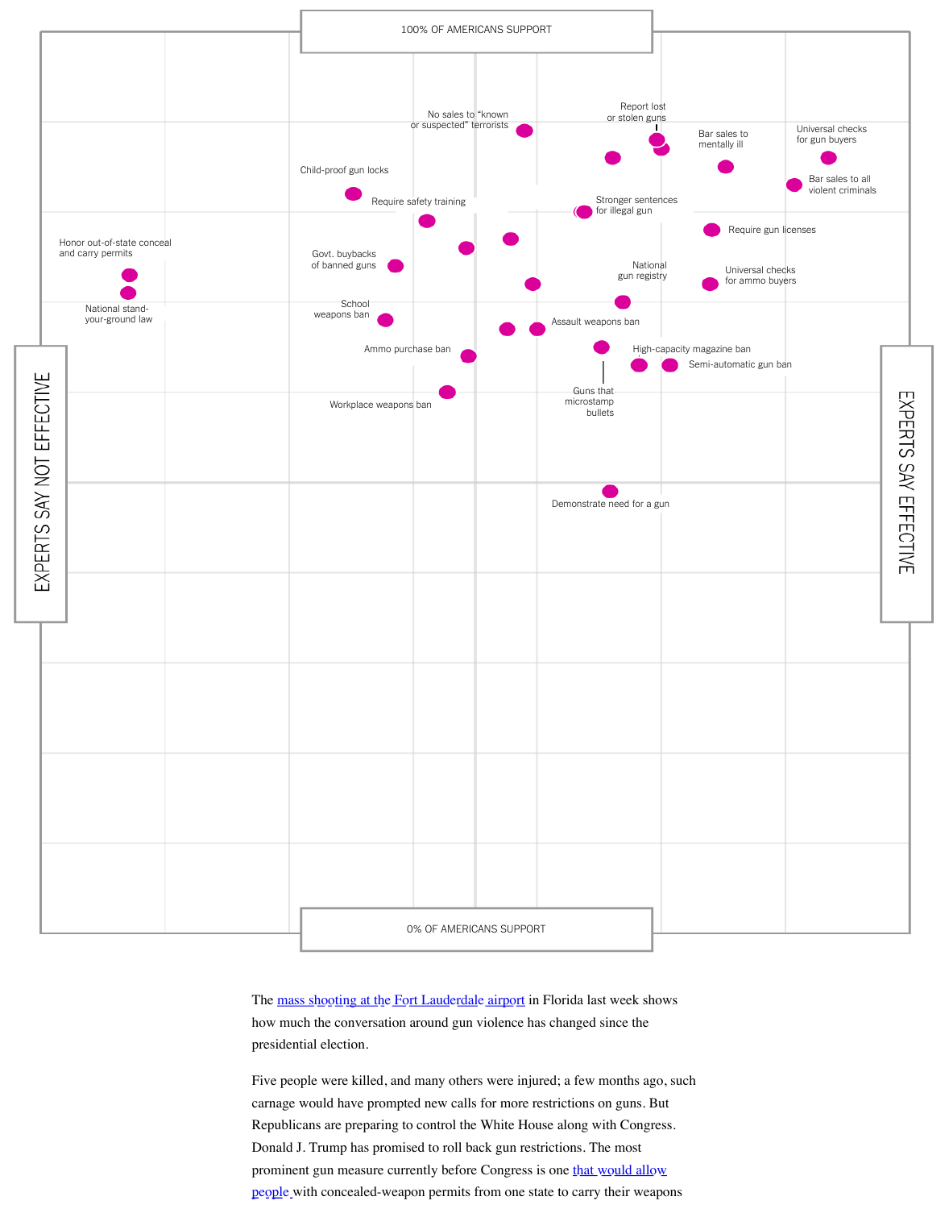100% OF AMERICANS SUPPORT

0% OF AMERICANS SUPPORT

EXPERTS SAY NOT EFFECTIVE

EXPERTS SAY EFFECTIVE

No sales to "known or suspected" terrorists

Report lost or stolen guns

Bar sales to mentally ill

Universal checks for gun buyers

Bar sales to all violent criminals

Child-proof gun locks

Require safety training

Stronger sentences for illegal gun

Require gun licenses

Honor out-of-state conceal and carry permits

Govt. buybacks of banned guns

National gun registry

Universal checks for ammo buyers

National stand-your-ground law

School weapons ban

Assault weapons ban

Ammo purchase ban

High-capacity magazine ban

Semi-automatic gun ban

Workplace weapons ban

Guns that microstamp bullets

Demonstrate need for a gun

The mass shooting at the Fort Lauderdale airport in Florida last week shows how much the conversation around gun violence has changed since the presidential election.

Five people were killed, and many others were injured; a few months ago, such carnage would have prompted new calls for more restrictions on guns. But Republicans are preparing to control the White House along with Congress. Donald J. Trump has promised to roll back gun restrictions. The most prominent gun measure currently before Congress is one that would allow people with concealed-weapon permits from one state to carry their weapons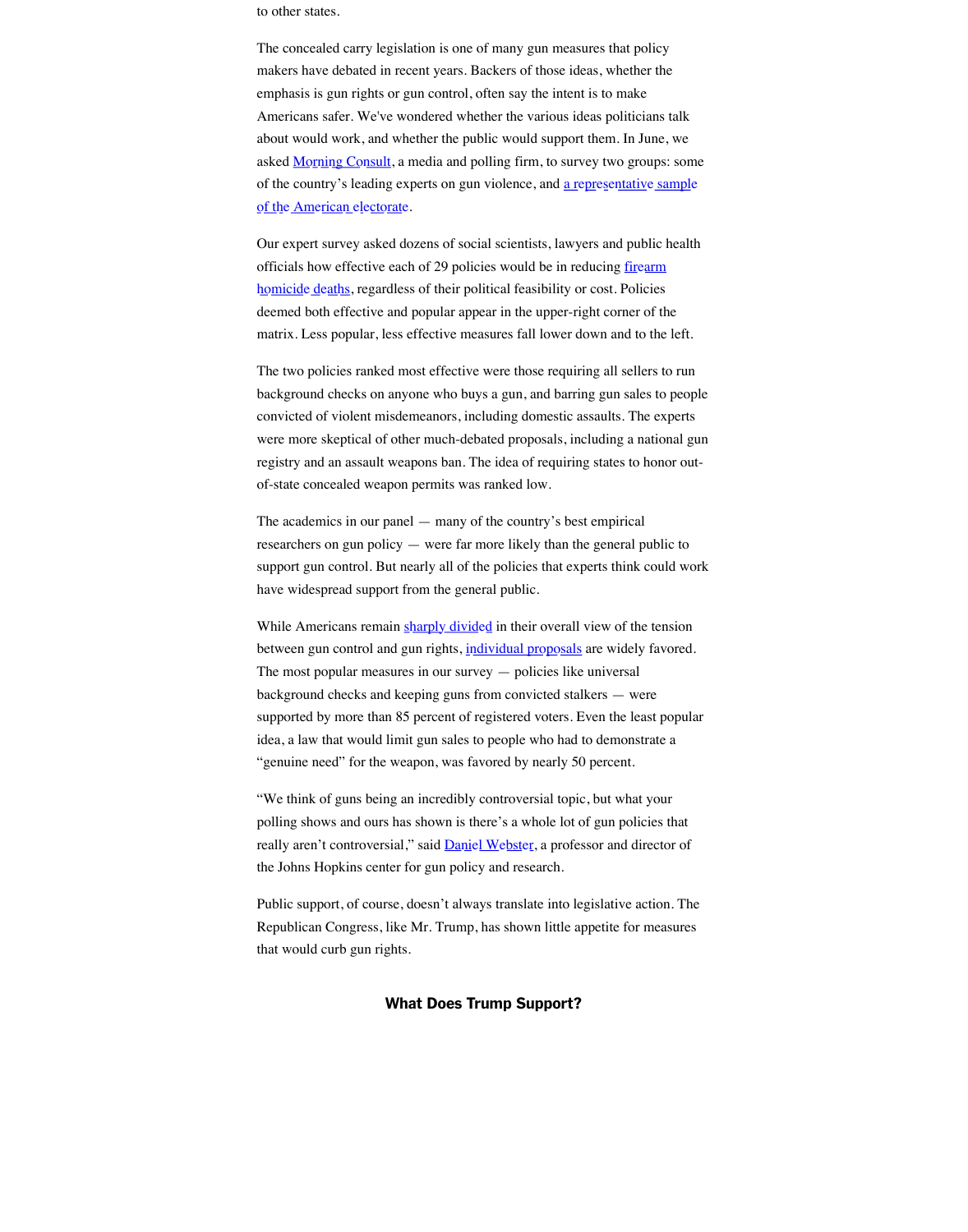to other states.

The concealed carry legislation is one of many gun measures that policy makers have debated in recent years. Backers of those ideas, whether the emphasis is gun rights or gun control, often say the intent is to make Americans safer. We've wondered whether the various ideas politicians talk about would work, and whether the public would support them. In June, we asked Morning Consult, a media and polling firm, to survey two groups: some of the country's leading experts on gun violence, and a representative sample of the American electorate.

Our expert survey asked dozens of social scientists, lawyers and public health officials how effective each of 29 policies would be in reducing firearm homicide deaths, regardless of their political feasibility or cost. Policies deemed both effective and popular appear in the upper-right corner of the matrix. Less popular, less effective measures fall lower down and to the left.

The two policies ranked most effective were those requiring all sellers to run background checks on anyone who buys a gun, and barring gun sales to people convicted of violent misdemeanors, including domestic assaults. The experts were more skeptical of other much-debated proposals, including a national gun registry and an assault weapons ban. The idea of requiring states to honor out-of-state concealed weapon permits was ranked low.

The academics in our panel — many of the country's best empirical researchers on gun policy — were far more likely than the general public to support gun control. But nearly all of the policies that experts think could work have widespread support from the general public.

While Americans remain sharply divided in their overall view of the tension between gun control and gun rights, individual proposals are widely favored. The most popular measures in our survey — policies like universal background checks and keeping guns from convicted stalkers — were supported by more than 85 percent of registered voters. Even the least popular idea, a law that would limit gun sales to people who had to demonstrate a "genuine need" for the weapon, was favored by nearly 50 percent.

"We think of guns being an incredibly controversial topic, but what your polling shows and ours has shown is there's a whole lot of gun policies that really aren't controversial," said Daniel Webster, a professor and director of the Johns Hopkins center for gun policy and research.

Public support, of course, doesn't always translate into legislative action. The Republican Congress, like Mr. Trump, has shown little appetite for measures that would curb gun rights.

## What Does Trump Support?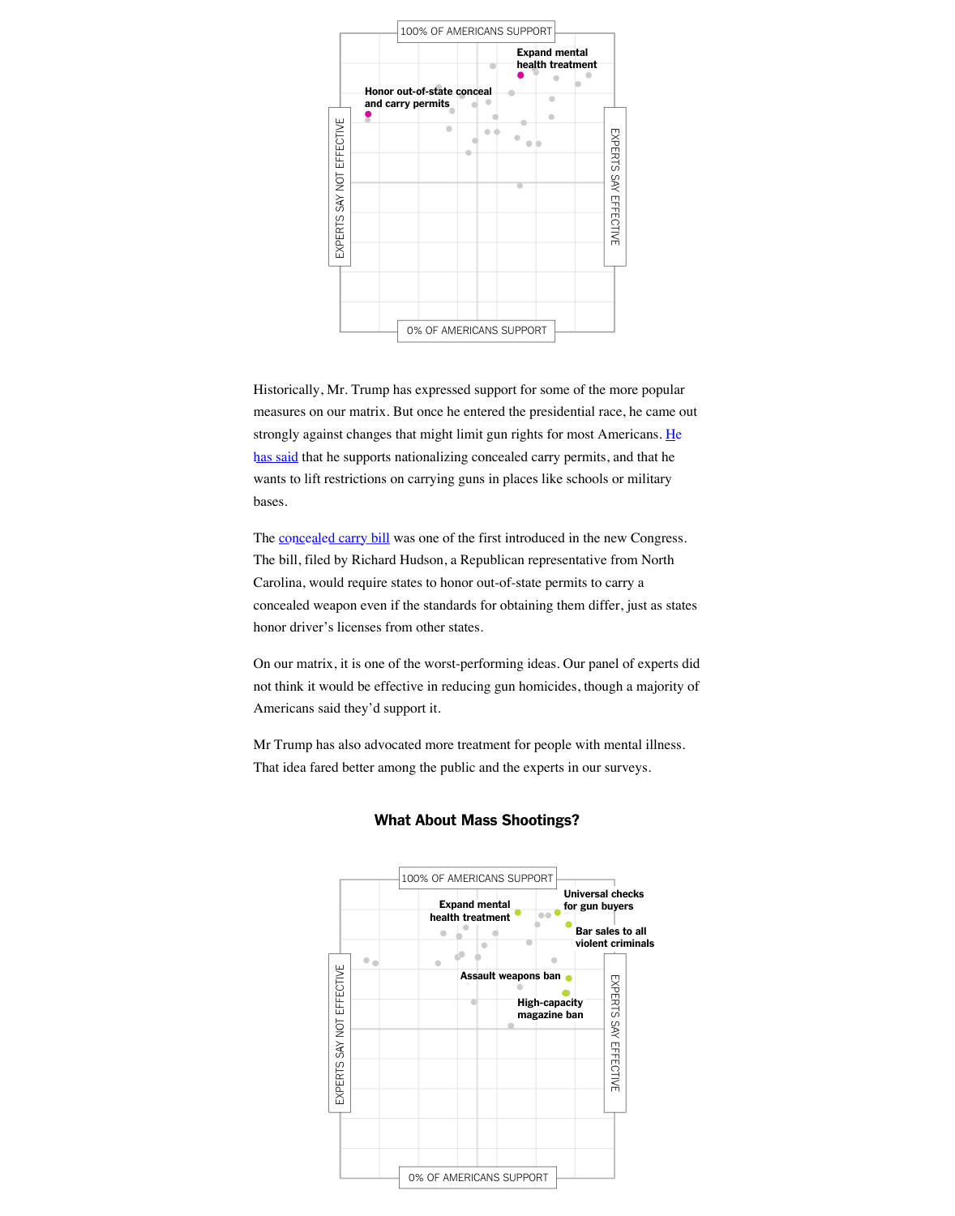100% OF AMERICANS SUPPORT

Expand mental health treatment

Honor out-of-state conceal and carry permits

EXPERTS SAY NOT EFFECTIVE

EXPERTS SAY EFFECTIVE

0% OF AMERICANS SUPPORT

Historically, Mr. Trump has expressed support for some of the more popular measures on our matrix. But once he entered the presidential race, he came out strongly against changes that might limit gun rights for most Americans. He has said that he supports nationalizing concealed carry permits, and that he wants to lift restrictions on carrying guns in places like schools or military bases.

The concealed carry bill was one of the first introduced in the new Congress. The bill, filed by Richard Hudson, a Republican representative from North Carolina, would require states to honor out-of-state permits to carry a concealed weapon even if the standards for obtaining them differ, just as states honor driver's licenses from other states.

On our matrix, it is one of the worst-performing ideas. Our panel of experts did not think it would be effective in reducing gun homicides, though a majority of Americans said they'd support it.

Mr Trump has also advocated more treatment for people with mental illness. That idea fared better among the public and the experts in our surveys.

## What About Mass Shootings?

100% OF AMERICANS SUPPORT

Expand mental health treatment

Universal checks for gun buyers

Bar sales to all violent criminals

Assault weapons ban

High-capacity magazine ban

EXPERTS SAY NOT EFFECTIVE

EXPERTS SAY EFFECTIVE

0% OF AMERICANS SUPPORT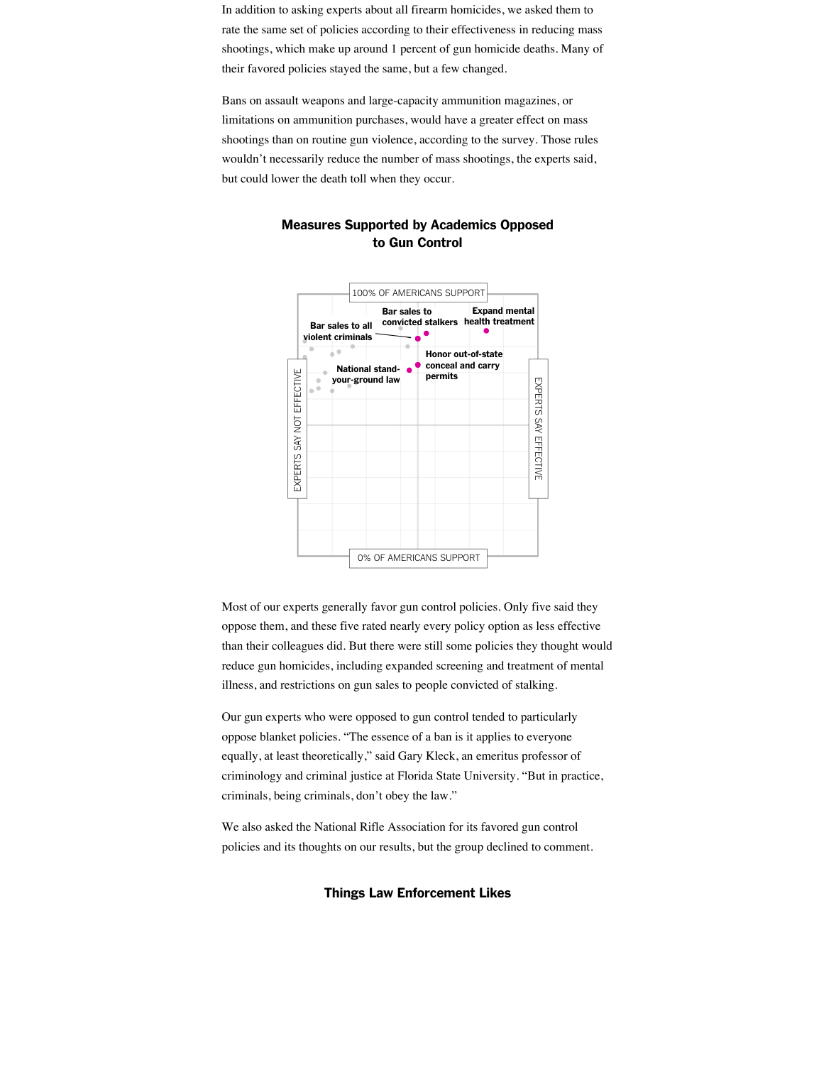In addition to asking experts about all firearm homicides, we asked them to rate the same set of policies according to their effectiveness in reducing mass shootings, which make up around 1 percent of gun homicide deaths. Many of their favored policies stayed the same, but a few changed.

Bans on assault weapons and large-capacity ammunition magazines, or limitations on ammunition purchases, would have a greater effect on mass shootings than on routine gun violence, according to the survey. Those rules wouldn't necessarily reduce the number of mass shootings, the experts said, but could lower the death toll when they occur.

### Measures Supported by Academics Opposed to Gun Control

100% OF AMERICANS SUPPORT

0% OF AMERICANS SUPPORT

EXPERTS SAY NOT EFFECTIVE

EXPERTS SAY EFFECTIVE

Bar sales to convicted stalkers

Expand mental health treatment

Bar sales to all violent criminals

Honor out-of-state conceal and carry permits

National stand-your-ground law

Most of our experts generally favor gun control policies. Only five said they oppose them, and these five rated nearly every policy option as less effective than their colleagues did. But there were still some policies they thought would reduce gun homicides, including expanded screening and treatment of mental illness, and restrictions on gun sales to people convicted of stalking.

Our gun experts who were opposed to gun control tended to particularly oppose blanket policies. "The essence of a ban is it applies to everyone equally, at least theoretically," said Gary Kleck, an emeritus professor of criminology and criminal justice at Florida State University. "But in practice, criminals, being criminals, don't obey the law."

We also asked the National Rifle Association for its favored gun control policies and its thoughts on our results, but the group declined to comment.

### Things Law Enforcement Likes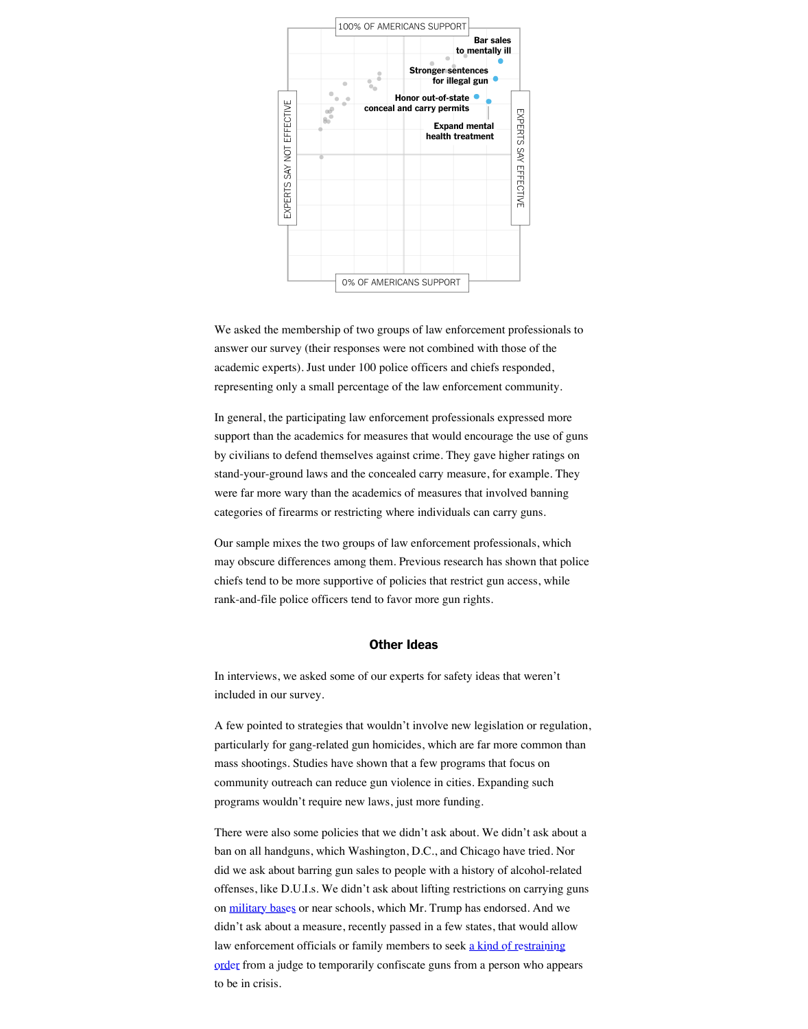100% OF AMERICANS SUPPORT

EXPERTS SAY NOT EFFECTIVE

EXPERTS SAY EFFECTIVE

0% OF AMERICANS SUPPORT

**Bar sales to mentally ill**

**Stronger sentences for illegal gun**

**Honor out-of-state conceal and carry permits**

**Expand mental health treatment**

We asked the membership of two groups of law enforcement professionals to answer our survey (their responses were not combined with those of the academic experts). Just under 100 police officers and chiefs responded, representing only a small percentage of the law enforcement community.

In general, the participating law enforcement professionals expressed more support than the academics for measures that would encourage the use of guns by civilians to defend themselves against crime. They gave higher ratings on stand-your-ground laws and the concealed carry measure, for example. They were far more wary than the academics of measures that involved banning categories of firearms or restricting where individuals can carry guns.

Our sample mixes the two groups of law enforcement professionals, which may obscure differences among them. Previous research has shown that police chiefs tend to be more supportive of policies that restrict gun access, while rank-and-file police officers tend to favor more gun rights.

## Other Ideas

In interviews, we asked some of our experts for safety ideas that weren't included in our survey.

A few pointed to strategies that wouldn't involve new legislation or regulation, particularly for gang-related gun homicides, which are far more common than mass shootings. Studies have shown that a few programs that focus on community outreach can reduce gun violence in cities. Expanding such programs wouldn't require new laws, just more funding.

There were also some policies that we didn't ask about. We didn't ask about a ban on all handguns, which Washington, D.C., and Chicago have tried. Nor did we ask about barring gun sales to people with a history of alcohol-related offenses, like D.U.I.s. We didn't ask about lifting restrictions on carrying guns on military bases or near schools, which Mr. Trump has endorsed. And we didn't ask about a measure, recently passed in a few states, that would allow law enforcement officials or family members to seek a kind of restraining order from a judge to temporarily confiscate guns from a person who appears to be in crisis.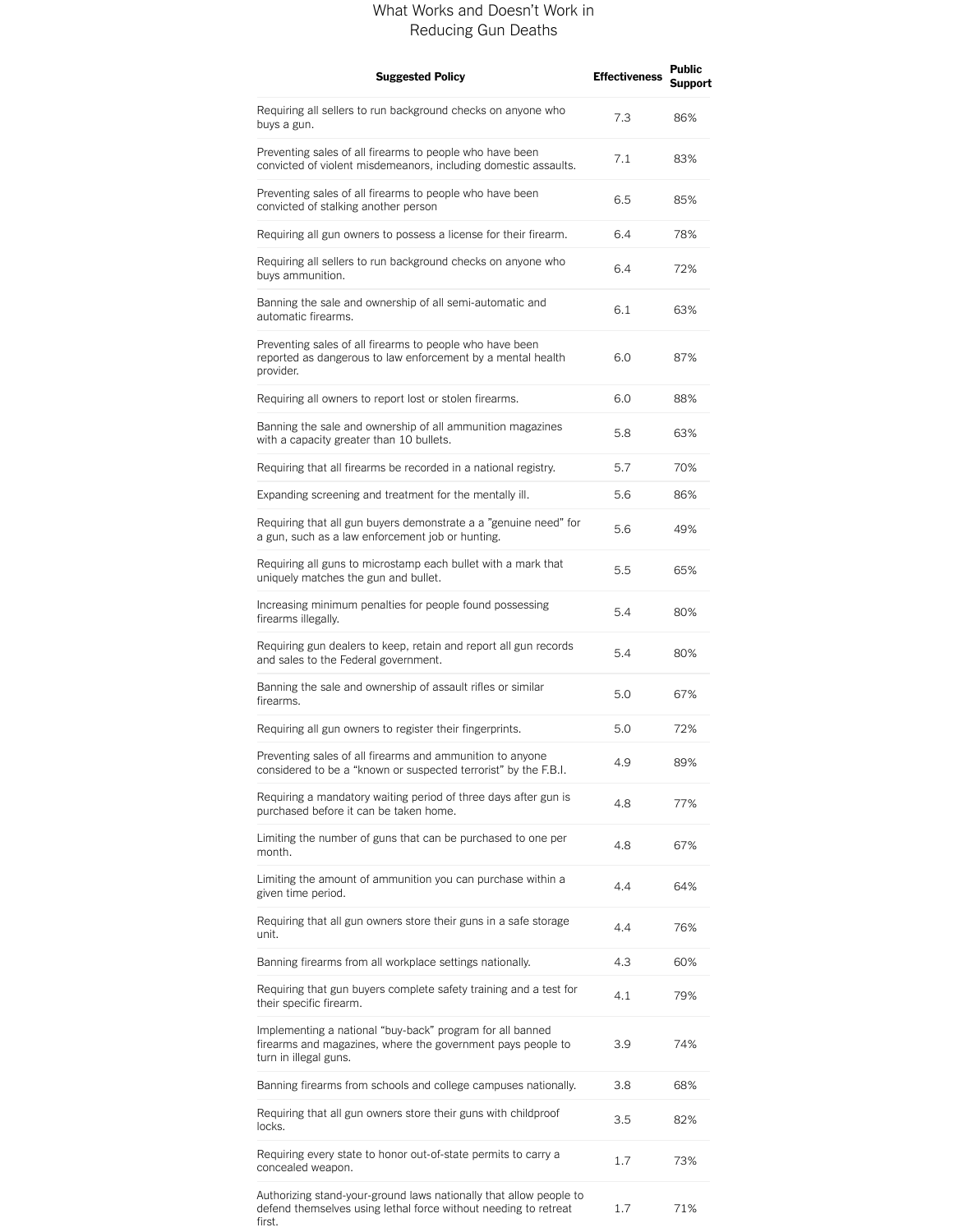## What Works and Doesn't Work in Reducing Gun Deaths

| Suggested Policy | Effectiveness | Public Support |
|---|---|---|
| Requiring all sellers to run background checks on anyone who buys a gun. | 7.3 | 86% |
| Preventing sales of all firearms to people who have been convicted of violent misdemeanors, including domestic assaults. | 7.1 | 83% |
| Preventing sales of all firearms to people who have been convicted of stalking another person | 6.5 | 85% |
| Requiring all gun owners to possess a license for their firearm. | 6.4 | 78% |
| Requiring all sellers to run background checks on anyone who buys ammunition. | 6.4 | 72% |
| Banning the sale and ownership of all semi-automatic and automatic firearms. | 6.1 | 63% |
| Preventing sales of all firearms to people who have been reported as dangerous to law enforcement by a mental health provider. | 6.0 | 87% |
| Requiring all owners to report lost or stolen firearms. | 6.0 | 88% |
| Banning the sale and ownership of all ammunition magazines with a capacity greater than 10 bullets. | 5.8 | 63% |
| Requiring that all firearms be recorded in a national registry. | 5.7 | 70% |
| Expanding screening and treatment for the mentally ill. | 5.6 | 86% |
| Requiring that all gun buyers demonstrate a a "genuine need" for a gun, such as a law enforcement job or hunting. | 5.6 | 49% |
| Requiring all guns to microstamp each bullet with a mark that uniquely matches the gun and bullet. | 5.5 | 65% |
| Increasing minimum penalties for people found possessing firearms illegally. | 5.4 | 80% |
| Requiring gun dealers to keep, retain and report all gun records and sales to the Federal government. | 5.4 | 80% |
| Banning the sale and ownership of assault rifles or similar firearms. | 5.0 | 67% |
| Requiring all gun owners to register their fingerprints. | 5.0 | 72% |
| Preventing sales of all firearms and ammunition to anyone considered to be a "known or suspected terrorist" by the F.B.I. | 4.9 | 89% |
| Requiring a mandatory waiting period of three days after gun is purchased before it can be taken home. | 4.8 | 77% |
| Limiting the number of guns that can be purchased to one per month. | 4.8 | 67% |
| Limiting the amount of ammunition you can purchase within a given time period. | 4.4 | 64% |
| Requiring that all gun owners store their guns in a safe storage unit. | 4.4 | 76% |
| Banning firearms from all workplace settings nationally. | 4.3 | 60% |
| Requiring that gun buyers complete safety training and a test for their specific firearm. | 4.1 | 79% |
| Implementing a national "buy-back" program for all banned firearms and magazines, where the government pays people to turn in illegal guns. | 3.9 | 74% |
| Banning firearms from schools and college campuses nationally. | 3.8 | 68% |
| Requiring that all gun owners store their guns with childproof locks. | 3.5 | 82% |
| Requiring every state to honor out-of-state permits to carry a concealed weapon. | 1.7 | 73% |
| Authorizing stand-your-ground laws nationally that allow people to defend themselves using lethal force without needing to retreat first. | 1.7 | 71% |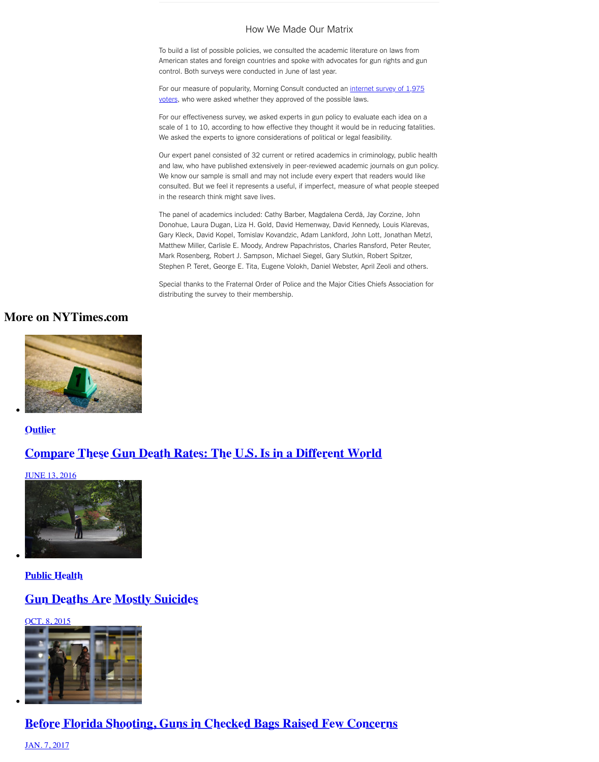## How We Made Our Matrix

To build a list of possible policies, we consulted the academic literature on laws from American states and foreign countries and spoke with advocates for gun rights and gun control. Both surveys were conducted in June of last year.

For our measure of popularity, Morning Consult conducted an internet survey of 1,975 voters, who were asked whether they approved of the possible laws.

For our effectiveness survey, we asked experts in gun policy to evaluate each idea on a scale of 1 to 10, according to how effective they thought it would be in reducing fatalities. We asked the experts to ignore considerations of political or legal feasibility.

Our expert panel consisted of 32 current or retired academics in criminology, public health and law, who have published extensively in peer-reviewed academic journals on gun policy. We know our sample is small and may not include every expert that readers would like consulted. But we feel it represents a useful, if imperfect, measure of what people steeped in the research think might save lives.

The panel of academics included: Cathy Barber, Magdalena Cerdá, Jay Corzine, John Donohue, Laura Dugan, Liza H. Gold, David Hemenway, David Kennedy, Louis Klarevas, Gary Kleck, David Kopel, Tomislav Kovandzic, Adam Lankford, John Lott, Jonathan Metzl, Matthew Miller, Carlisle E. Moody, Andrew Papachristos, Charles Ransford, Peter Reuter, Mark Rosenberg, Robert J. Sampson, Michael Siegel, Gary Slutkin, Robert Spitzer, Stephen P. Teret, George E. Tita, Eugene Volokh, Daniel Webster, April Zeoli and others.

Special thanks to the Fraternal Order of Police and the Major Cities Chiefs Association for distributing the survey to their membership.

## More on NYTimes.com

- **Outlier**

  **Compare These Gun Death Rates: The U.S. Is in a Different World**

  JUNE 13, 2016

- **Public Health**

  **Gun Deaths Are Mostly Suicides**

  OCT. 8, 2015

- **Before Florida Shooting, Guns in Checked Bags Raised Few Concerns**

  JAN. 7, 2017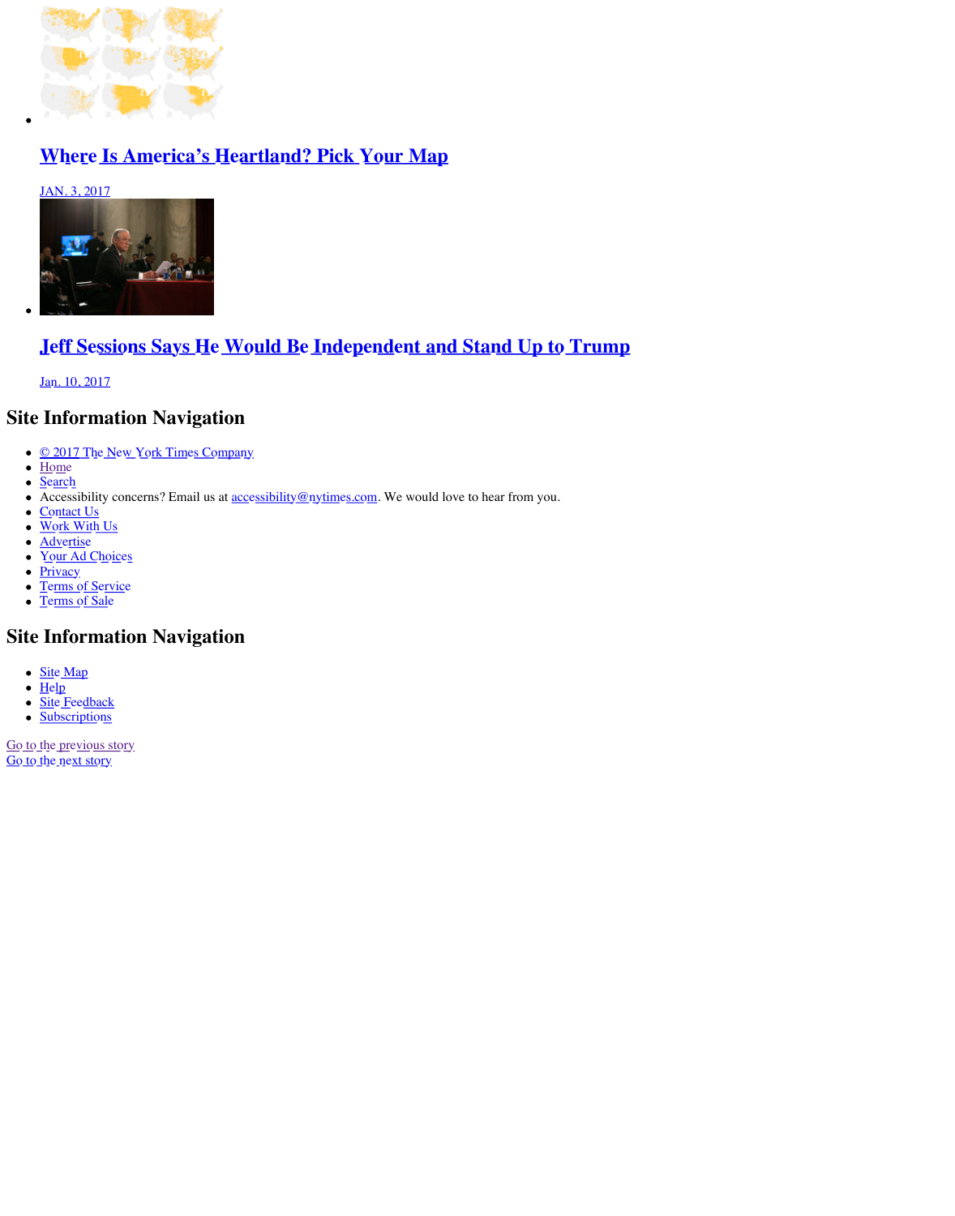- ## Where Is America's Heartland? Pick Your Map

  JAN. 3, 2017

- ## Jeff Sessions Says He Would Be Independent and Stand Up to Trump

  Jan. 10, 2017

## Site Information Navigation

- © 2017 The New York Times Company
- Home
- Search
- Accessibility concerns? Email us at accessibility@nytimes.com. We would love to hear from you.
- Contact Us
- Work With Us
- Advertise
- Your Ad Choices
- Privacy
- Terms of Service
- Terms of Sale

## Site Information Navigation

- Site Map
- Help
- Site Feedback
- Subscriptions

Go to the previous story
Go to the next story